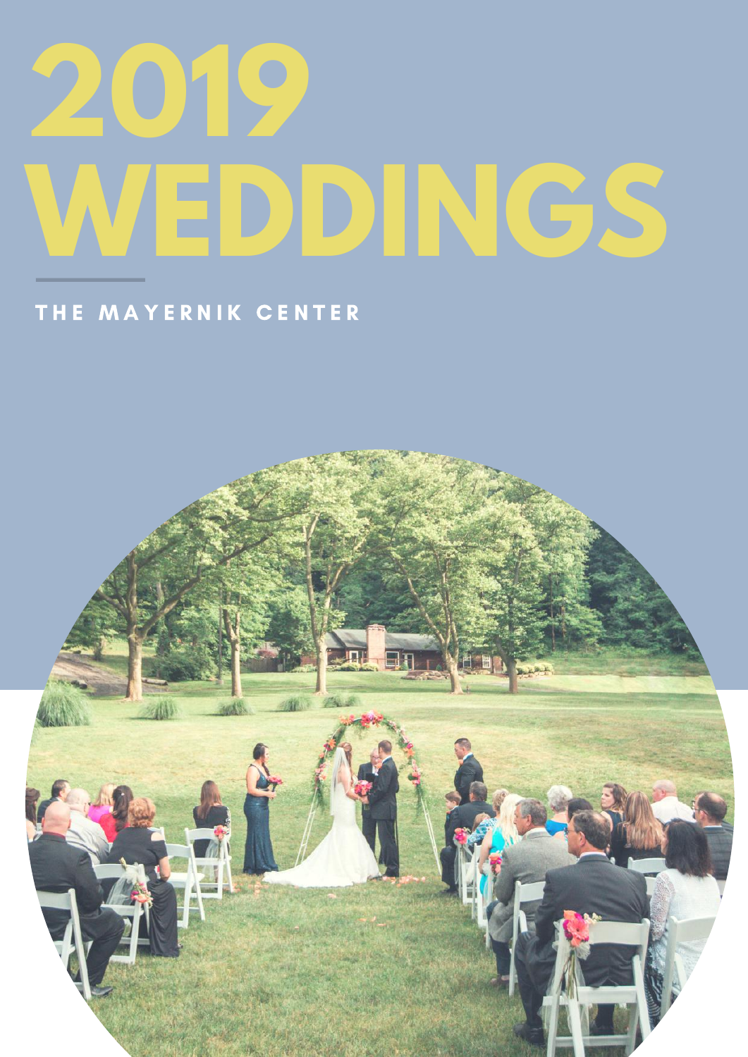# 2019 WEDDINGS

THE MAYERNIK CENTER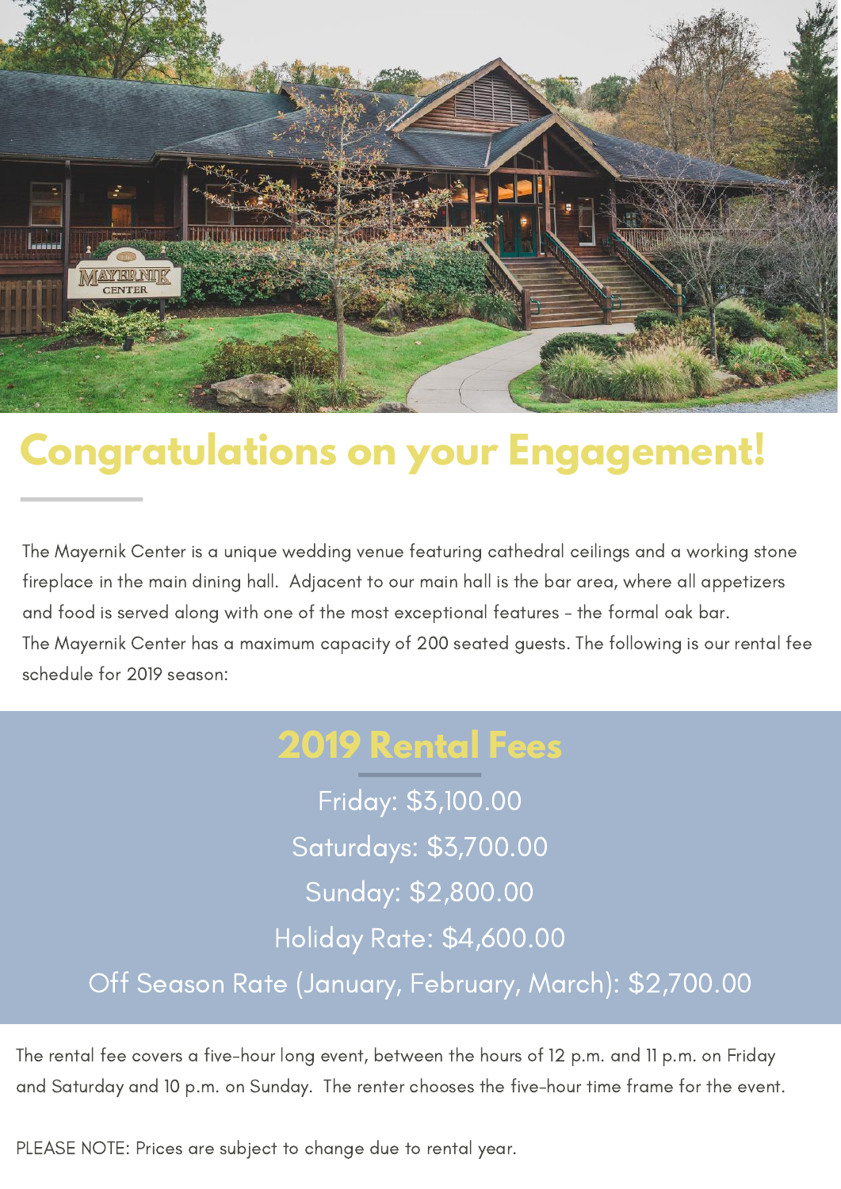# Congratulations on your Engagement!

The Mayernik Center is a unique wedding venue featuring cathedral ceilings and a working stone fireplace in the main dining hall. Adjacent to our main hall is the bar area, where all appetizers and food is served along with one of the most exceptional features – the formal oak bar.
The Mayernik Center has a maximum capacity of 200 seated guests. The following is our rental fee schedule for 2019 season:

## 2019 Rental Fees

Friday: $3,100.00

Saturdays: $3,700.00

Sunday: $2,800.00

Holiday Rate: $4,600.00

Off Season Rate (January, February, March): $2,700.00

The rental fee covers a five-hour long event, between the hours of 12 p.m. and 11 p.m. on Friday and Saturday and 10 p.m. on Sunday. The renter chooses the five-hour time frame for the event.

PLEASE NOTE: Prices are subject to change due to rental year.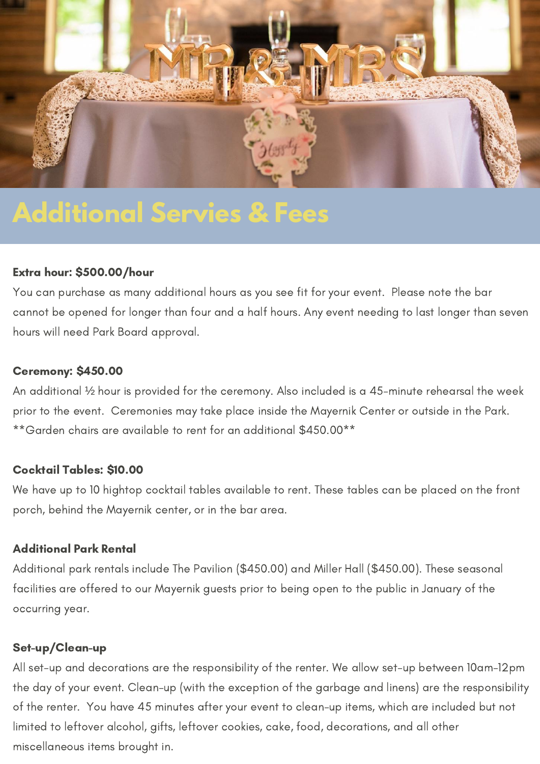# Additional Servies & Fees

**Extra hour: $500.00/hour**

You can purchase as many additional hours as you see fit for your event. Please note the bar cannot be opened for longer than four and a half hours. Any event needing to last longer than seven hours will need Park Board approval.

**Ceremony: $450.00**

An additional ½ hour is provided for the ceremony. Also included is a 45-minute rehearsal the week prior to the event. Ceremonies may take place inside the Mayernik Center or outside in the Park. **Garden chairs are available to rent for an additional $450.00**

**Cocktail Tables: $10.00**

We have up to 10 hightop cocktail tables available to rent. These tables can be placed on the front porch, behind the Mayernik center, or in the bar area.

**Additional Park Rental**

Additional park rentals include The Pavilion ($450.00) and Miller Hall ($450.00). These seasonal facilities are offered to our Mayernik guests prior to being open to the public in January of the occurring year.

**Set-up/Clean-up**

All set-up and decorations are the responsibility of the renter. We allow set-up between 10am-12pm the day of your event. Clean-up (with the exception of the garbage and linens) are the responsibility of the renter. You have 45 minutes after your event to clean-up items, which are included but not limited to leftover alcohol, gifts, leftover cookies, cake, food, decorations, and all other miscellaneous items brought in.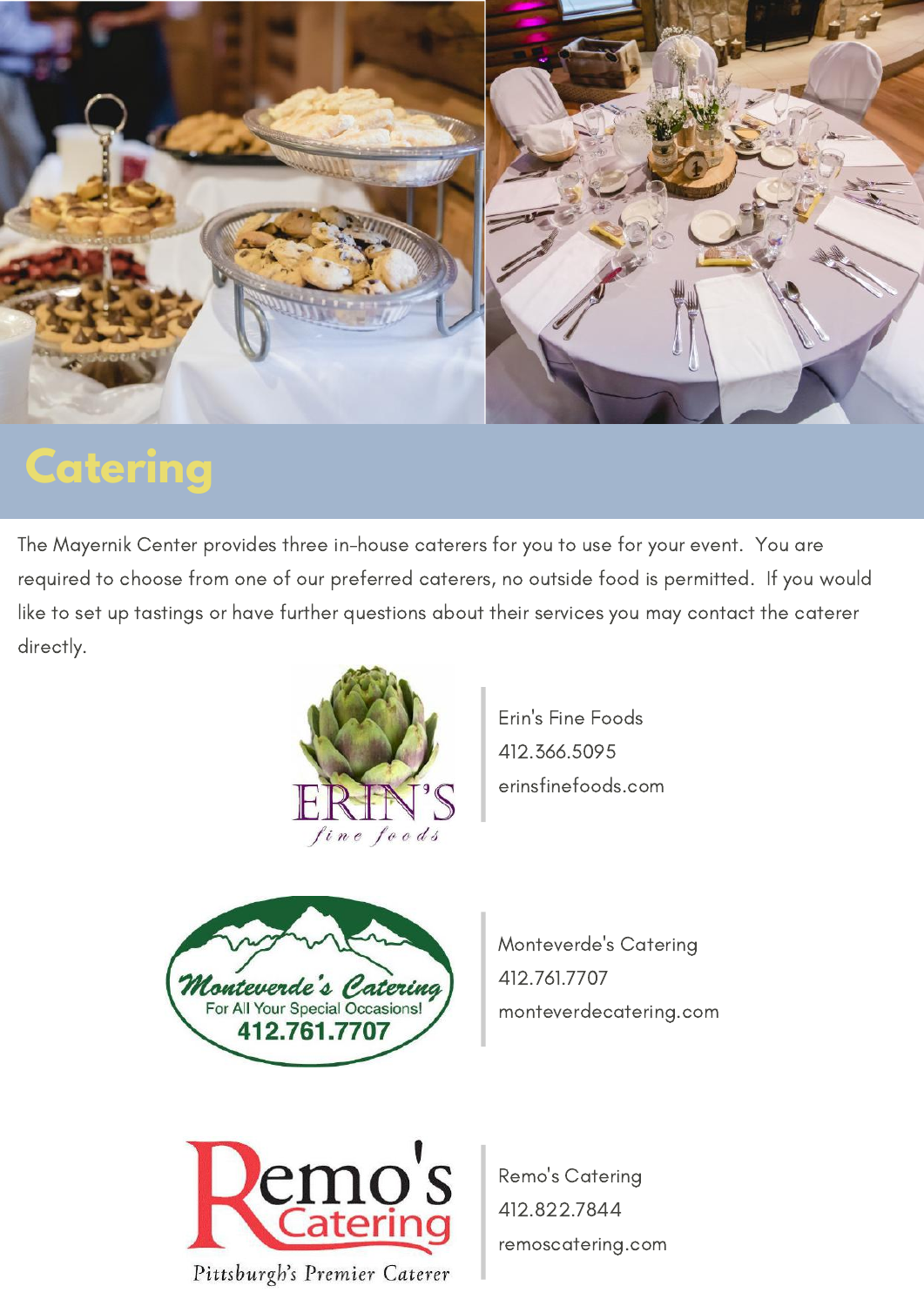# Catering

The Mayernik Center provides three in-house caterers for you to use for your event. You are required to choose from one of our preferred caterers, no outside food is permitted. If you would like to set up tastings or have further questions about their services you may contact the caterer directly.

Erin's Fine Foods
412.366.5095
erinsfinefoods.com

Monteverde's Catering
412.761.7707
monteverdecatering.com

Remo's Catering
412.822.7844
remoscatering.com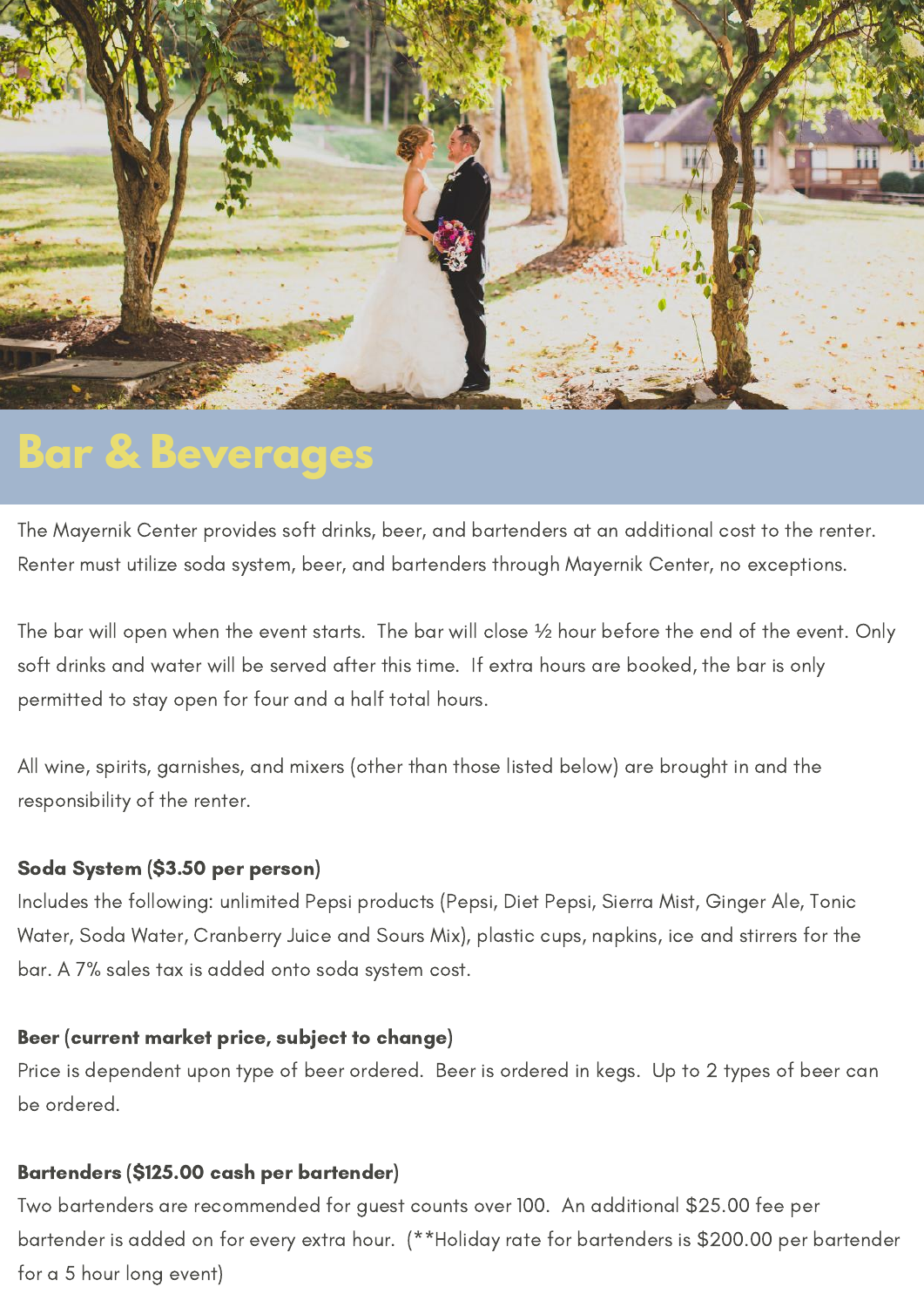# Bar & Beverages

The Mayernik Center provides soft drinks, beer, and bartenders at an additional cost to the renter. Renter must utilize soda system, beer, and bartenders through Mayernik Center, no exceptions.

The bar will open when the event starts. The bar will close ½ hour before the end of the event. Only soft drinks and water will be served after this time. If extra hours are booked, the bar is only permitted to stay open for four and a half total hours.

All wine, spirits, garnishes, and mixers (other than those listed below) are brought in and the responsibility of the renter.

**Soda System ($3.50 per person)**
Includes the following: unlimited Pepsi products (Pepsi, Diet Pepsi, Sierra Mist, Ginger Ale, Tonic Water, Soda Water, Cranberry Juice and Sours Mix), plastic cups, napkins, ice and stirrers for the bar. A 7% sales tax is added onto soda system cost.

**Beer (current market price, subject to change)**
Price is dependent upon type of beer ordered. Beer is ordered in kegs. Up to 2 types of beer can be ordered.

**Bartenders ($125.00 cash per bartender)**
Two bartenders are recommended for guest counts over 100. An additional $25.00 fee per bartender is added on for every extra hour. (**Holiday rate for bartenders is $200.00 per bartender for a 5 hour long event)